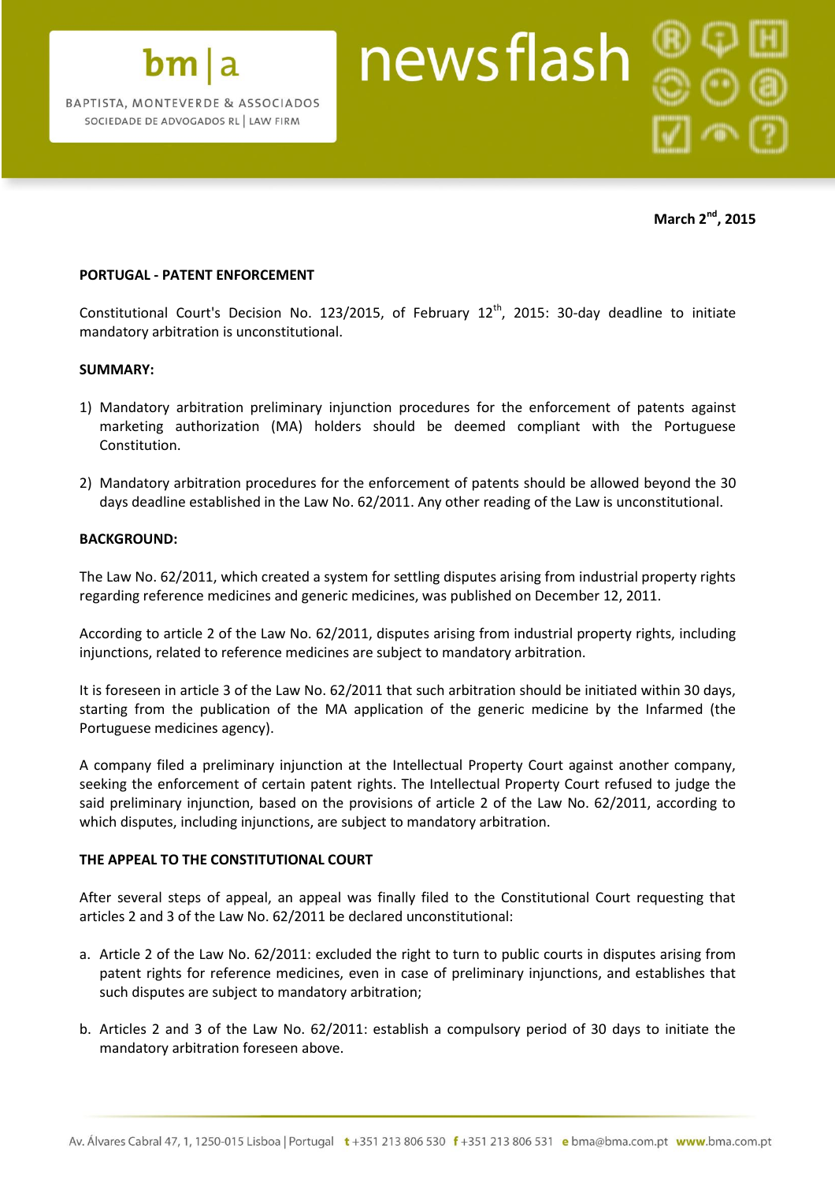bm|a

BAPTISTA, MONTEVERDE & ASSOCIADOS
SOCIEDADE DE ADVOGADOS RL | LAW FIRM

# newsflash

**March 2nd, 2015**

**PORTUGAL - PATENT ENFORCEMENT**

Constitutional Court's Decision No. 123/2015, of February 12th, 2015: 30-day deadline to initiate mandatory arbitration is unconstitutional.

**SUMMARY:**

1) Mandatory arbitration preliminary injunction procedures for the enforcement of patents against marketing authorization (MA) holders should be deemed compliant with the Portuguese Constitution.

2) Mandatory arbitration procedures for the enforcement of patents should be allowed beyond the 30 days deadline established in the Law No. 62/2011. Any other reading of the Law is unconstitutional.

**BACKGROUND:**

The Law No. 62/2011, which created a system for settling disputes arising from industrial property rights regarding reference medicines and generic medicines, was published on December 12, 2011.

According to article 2 of the Law No. 62/2011, disputes arising from industrial property rights, including injunctions, related to reference medicines are subject to mandatory arbitration.

It is foreseen in article 3 of the Law No. 62/2011 that such arbitration should be initiated within 30 days, starting from the publication of the MA application of the generic medicine by the Infarmed (the Portuguese medicines agency).

A company filed a preliminary injunction at the Intellectual Property Court against another company, seeking the enforcement of certain patent rights. The Intellectual Property Court refused to judge the said preliminary injunction, based on the provisions of article 2 of the Law No. 62/2011, according to which disputes, including injunctions, are subject to mandatory arbitration.

**THE APPEAL TO THE CONSTITUTIONAL COURT**

After several steps of appeal, an appeal was finally filed to the Constitutional Court requesting that articles 2 and 3 of the Law No. 62/2011 be declared unconstitutional:

a. Article 2 of the Law No. 62/2011: excluded the right to turn to public courts in disputes arising from patent rights for reference medicines, even in case of preliminary injunctions, and establishes that such disputes are subject to mandatory arbitration;

b. Articles 2 and 3 of the Law No. 62/2011: establish a compulsory period of 30 days to initiate the mandatory arbitration foreseen above.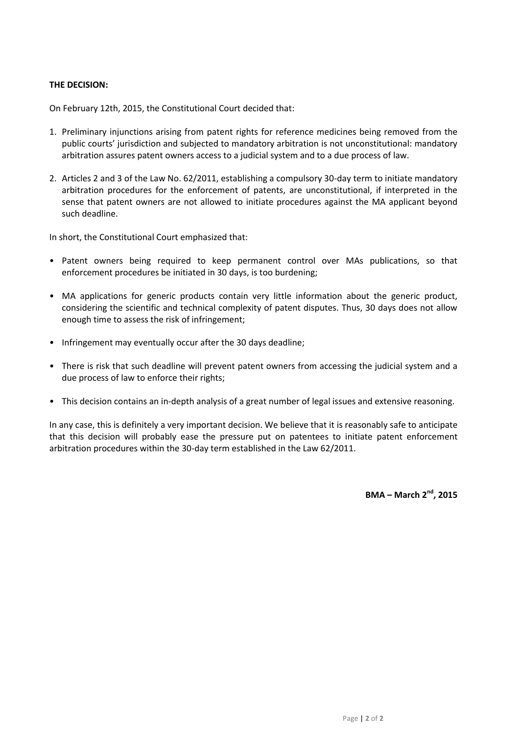**THE DECISION:**

On February 12th, 2015, the Constitutional Court decided that:

1. Preliminary injunctions arising from patent rights for reference medicines being removed from the public courts' jurisdiction and subjected to mandatory arbitration is not unconstitutional: mandatory arbitration assures patent owners access to a judicial system and to a due process of law.

2. Articles 2 and 3 of the Law No. 62/2011, establishing a compulsory 30-day term to initiate mandatory arbitration procedures for the enforcement of patents, are unconstitutional, if interpreted in the sense that patent owners are not allowed to initiate procedures against the MA applicant beyond such deadline.

In short, the Constitutional Court emphasized that:

- Patent owners being required to keep permanent control over MAs publications, so that enforcement procedures be initiated in 30 days, is too burdening;

- MA applications for generic products contain very little information about the generic product, considering the scientific and technical complexity of patent disputes. Thus, 30 days does not allow enough time to assess the risk of infringement;

- Infringement may eventually occur after the 30 days deadline;

- There is risk that such deadline will prevent patent owners from accessing the judicial system and a due process of law to enforce their rights;

- This decision contains an in-depth analysis of a great number of legal issues and extensive reasoning.

In any case, this is definitely a very important decision. We believe that it is reasonably safe to anticipate that this decision will probably ease the pressure put on patentees to initiate patent enforcement arbitration procedures within the 30-day term established in the Law 62/2011.

**BMA – March 2nd, 2015**